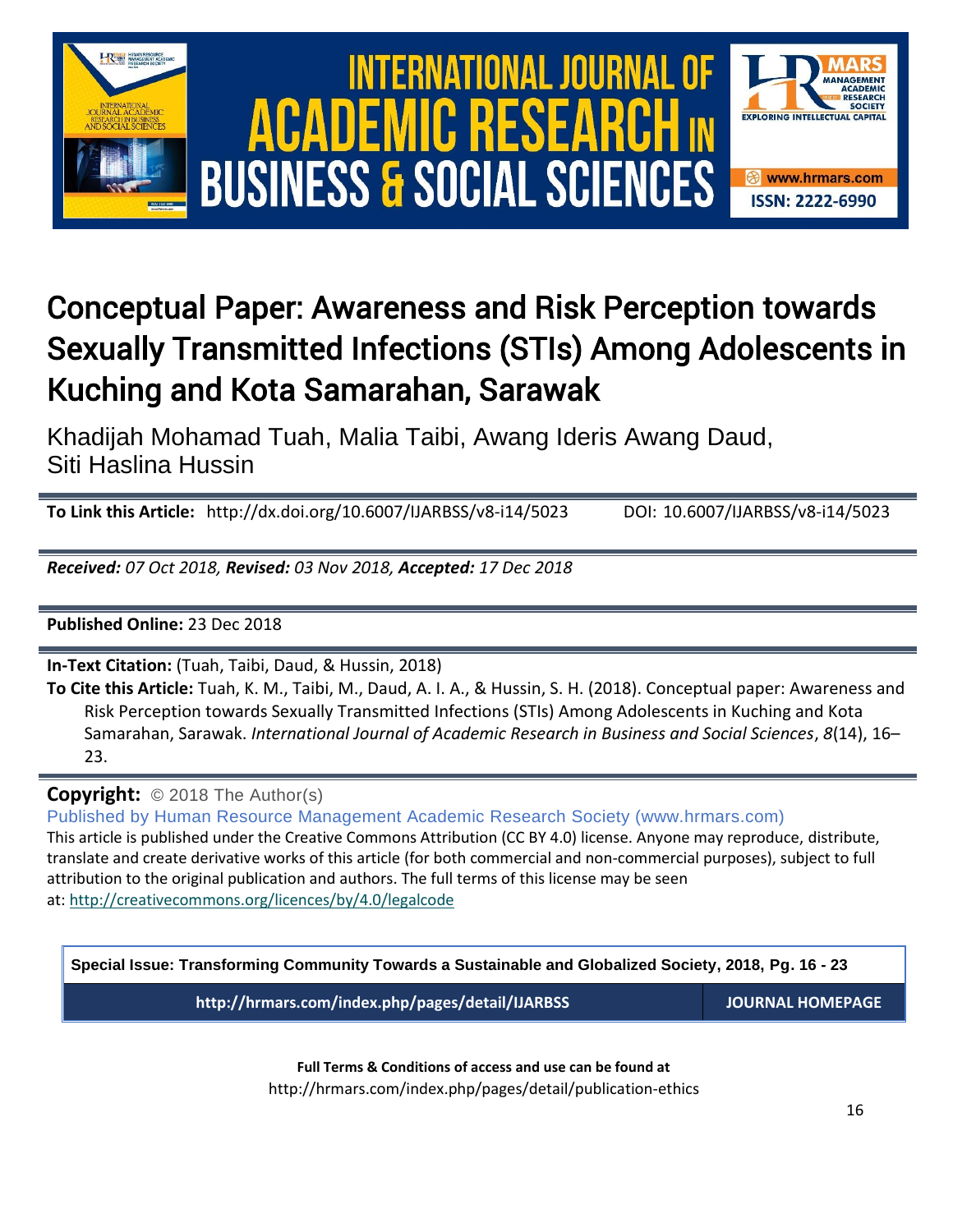# Conceptual Paper: Awareness and Risk Perception towards Sexually Transmitted Infections (STIs) Among Adolescents in Kuching and Kota Samarahan, Sarawak

Khadijah Mohamad Tuah, Malia Taibi, Awang Ideris Awang Daud, Siti Haslina Hussin

**To Link this Article:** http://dx.doi.org/10.6007/IJARBSS/v8-i14/5023 DOI: 10.6007/IJARBSS/v8-i14/5023

***Received:*** *07 Oct 2018,* ***Revised:*** *03 Nov 2018,* ***Accepted:*** *17 Dec 2018*

**Published Online:** 23 Dec 2018

**In-Text Citation:** (Tuah, Taibi, Daud, & Hussin, 2018)

**To Cite this Article:** Tuah, K. M., Taibi, M., Daud, A. I. A., & Hussin, S. H. (2018). Conceptual paper: Awareness and Risk Perception towards Sexually Transmitted Infections (STIs) Among Adolescents in Kuching and Kota Samarahan, Sarawak. *International Journal of Academic Research in Business and Social Sciences*, *8*(14), 16–23.

**Copyright:** © 2018 The Author(s)

Published by Human Resource Management Academic Research Society (www.hrmars.com)

This article is published under the Creative Commons Attribution (CC BY 4.0) license. Anyone may reproduce, distribute, translate and create derivative works of this article (for both commercial and non-commercial purposes), subject to full attribution to the original publication and authors. The full terms of this license may be seen at: http://creativecommons.org/licences/by/4.0/legalcode

**Special Issue: Transforming Community Towards a Sustainable and Globalized Society, 2018, Pg. 16 - 23**

**http://hrmars.com/index.php/pages/detail/IJARBSS** **JOURNAL HOMEPAGE**

**Full Terms & Conditions of access and use can be found at**

http://hrmars.com/index.php/pages/detail/publication-ethics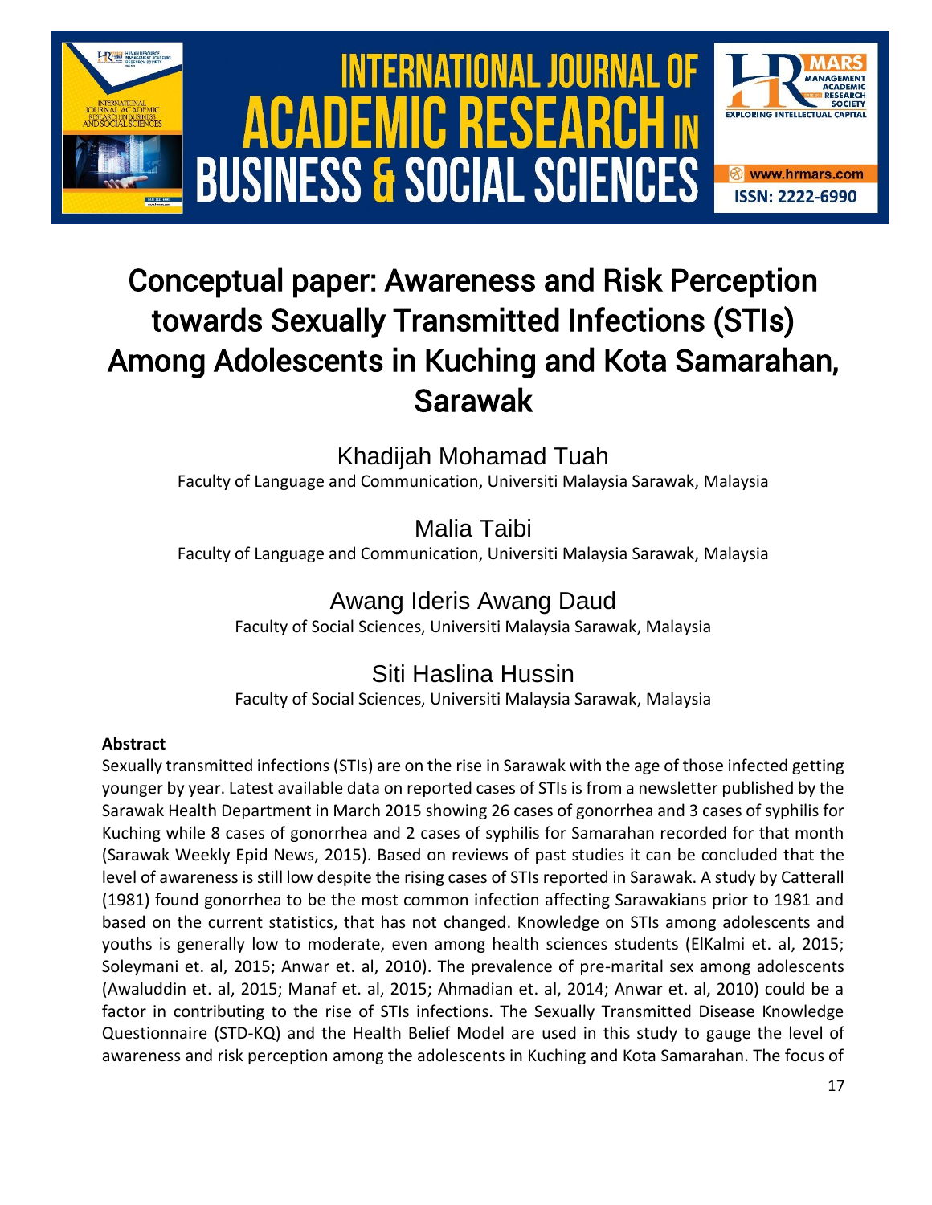# Conceptual paper: Awareness and Risk Perception towards Sexually Transmitted Infections (STIs) Among Adolescents in Kuching and Kota Samarahan, Sarawak

Khadijah Mohamad Tuah

Faculty of Language and Communication, Universiti Malaysia Sarawak, Malaysia

Malia Taibi

Faculty of Language and Communication, Universiti Malaysia Sarawak, Malaysia

Awang Ideris Awang Daud

Faculty of Social Sciences, Universiti Malaysia Sarawak, Malaysia

Siti Haslina Hussin

Faculty of Social Sciences, Universiti Malaysia Sarawak, Malaysia

## Abstract

Sexually transmitted infections (STIs) are on the rise in Sarawak with the age of those infected getting younger by year. Latest available data on reported cases of STIs is from a newsletter published by the Sarawak Health Department in March 2015 showing 26 cases of gonorrhea and 3 cases of syphilis for Kuching while 8 cases of gonorrhea and 2 cases of syphilis for Samarahan recorded for that month (Sarawak Weekly Epid News, 2015). Based on reviews of past studies it can be concluded that the level of awareness is still low despite the rising cases of STIs reported in Sarawak. A study by Catterall (1981) found gonorrhea to be the most common infection affecting Sarawakians prior to 1981 and based on the current statistics, that has not changed. Knowledge on STIs among adolescents and youths is generally low to moderate, even among health sciences students (ElKalmi et. al, 2015; Soleymani et. al, 2015; Anwar et. al, 2010). The prevalence of pre-marital sex among adolescents (Awaluddin et. al, 2015; Manaf et. al, 2015; Ahmadian et. al, 2014; Anwar et. al, 2010) could be a factor in contributing to the rise of STIs infections. The Sexually Transmitted Disease Knowledge Questionnaire (STD-KQ) and the Health Belief Model are used in this study to gauge the level of awareness and risk perception among the adolescents in Kuching and Kota Samarahan. The focus of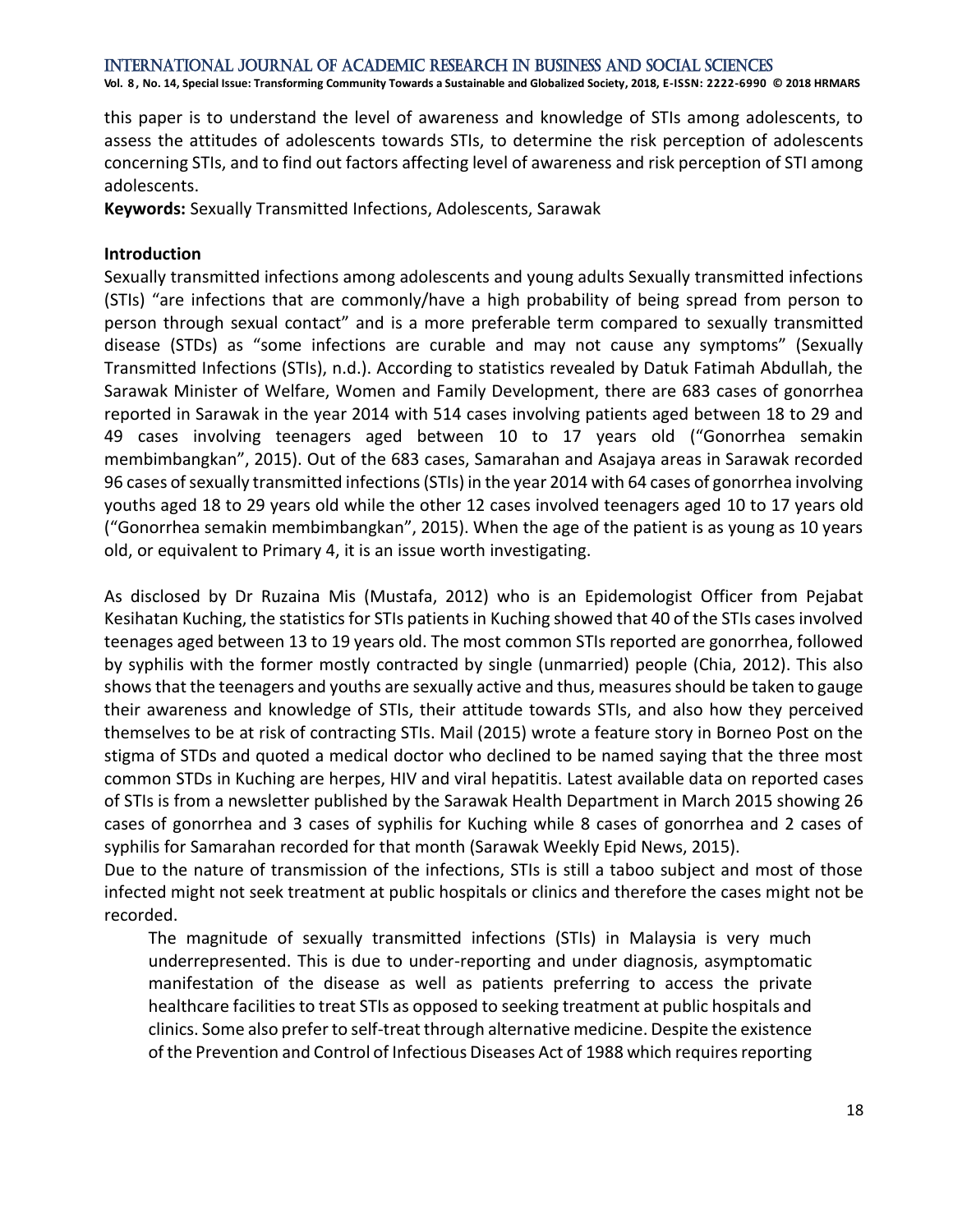this paper is to understand the level of awareness and knowledge of STIs among adolescents, to assess the attitudes of adolescents towards STIs, to determine the risk perception of adolescents concerning STIs, and to find out factors affecting level of awareness and risk perception of STI among adolescents.

**Keywords:** Sexually Transmitted Infections, Adolescents, Sarawak

## Introduction

Sexually transmitted infections among adolescents and young adults Sexually transmitted infections (STIs) "are infections that are commonly/have a high probability of being spread from person to person through sexual contact" and is a more preferable term compared to sexually transmitted disease (STDs) as "some infections are curable and may not cause any symptoms" (Sexually Transmitted Infections (STIs), n.d.). According to statistics revealed by Datuk Fatimah Abdullah, the Sarawak Minister of Welfare, Women and Family Development, there are 683 cases of gonorrhea reported in Sarawak in the year 2014 with 514 cases involving patients aged between 18 to 29 and 49 cases involving teenagers aged between 10 to 17 years old ("Gonorrhea semakin membimbangkan", 2015). Out of the 683 cases, Samarahan and Asajaya areas in Sarawak recorded 96 cases of sexually transmitted infections (STIs) in the year 2014 with 64 cases of gonorrhea involving youths aged 18 to 29 years old while the other 12 cases involved teenagers aged 10 to 17 years old ("Gonorrhea semakin membimbangkan", 2015). When the age of the patient is as young as 10 years old, or equivalent to Primary 4, it is an issue worth investigating.

As disclosed by Dr Ruzaina Mis (Mustafa, 2012) who is an Epidemologist Officer from Pejabat Kesihatan Kuching, the statistics for STIs patients in Kuching showed that 40 of the STIs cases involved teenages aged between 13 to 19 years old. The most common STIs reported are gonorrhea, followed by syphilis with the former mostly contracted by single (unmarried) people (Chia, 2012). This also shows that the teenagers and youths are sexually active and thus, measures should be taken to gauge their awareness and knowledge of STIs, their attitude towards STIs, and also how they perceived themselves to be at risk of contracting STIs. Mail (2015) wrote a feature story in Borneo Post on the stigma of STDs and quoted a medical doctor who declined to be named saying that the three most common STDs in Kuching are herpes, HIV and viral hepatitis. Latest available data on reported cases of STIs is from a newsletter published by the Sarawak Health Department in March 2015 showing 26 cases of gonorrhea and 3 cases of syphilis for Kuching while 8 cases of gonorrhea and 2 cases of syphilis for Samarahan recorded for that month (Sarawak Weekly Epid News, 2015).

Due to the nature of transmission of the infections, STIs is still a taboo subject and most of those infected might not seek treatment at public hospitals or clinics and therefore the cases might not be recorded.

> The magnitude of sexually transmitted infections (STIs) in Malaysia is very much underrepresented. This is due to under-reporting and under diagnosis, asymptomatic manifestation of the disease as well as patients preferring to access the private healthcare facilities to treat STIs as opposed to seeking treatment at public hospitals and clinics. Some also prefer to self-treat through alternative medicine. Despite the existence of the Prevention and Control of Infectious Diseases Act of 1988 which requires reporting